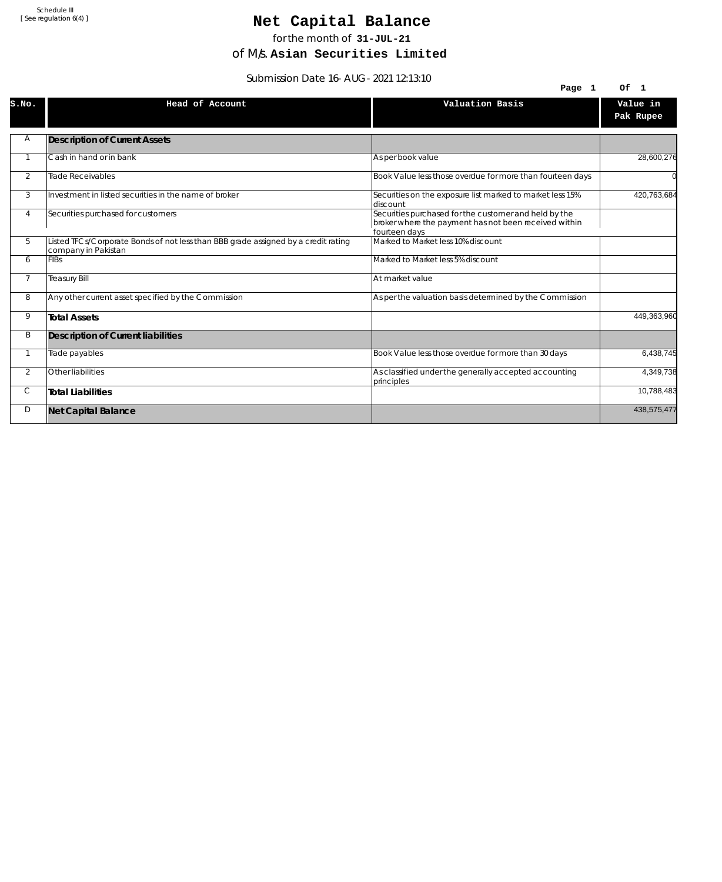Schedule III
[ See regulation 6(4) ]

# Net Capital Balance

for the month of **31-JUL-21**

of M/s. **Asian Securities Limited**

Submission Date 16-AUG-2021 12:13:10

| S.No. | Head of Account | Valuation Basis | Value in Pak Rupee |
|---|---|---|---|
| A | **Description of Current Assets** | | |
| 1 | Cash in hand or in bank | As per book value | 28,600,276 |
| 2 | Trade Receivables | Book Value less those overdue for more than fourteen days | 0 |
| 3 | Investment in listed securities in the name of broker | Securities on the exposure list marked to market less 15% discount | 420,763,684 |
| 4 | Securities purchased for customers | Securities purchased for the customer and held by the broker where the payment has not been received within fourteen days | |
| 5 | Listed TFCs/Corporate Bonds of not less than BBB grade assigned by a credit rating company in Pakistan | Marked to Market less 10% discount | |
| 6 | FIBs | Marked to Market less 5% discount | |
| 7 | Treasury Bill | At market value | |
| 8 | Any other current asset specified by the Commission | As per the valuation basis determined by the Commission | |
| 9 | **Total Assets** | | 449,363,960 |
| B | **Description of Current liabilities** | | |
| 1 | Trade payables | Book Value less those overdue for more than 30 days | 6,438,745 |
| 2 | Other liabilities | As classified under the generally accepted accounting principles | 4,349,738 |
| C | **Total Liabilities** | | 10,788,483 |
| D | **Net Capital Balance** | | 438,575,477 |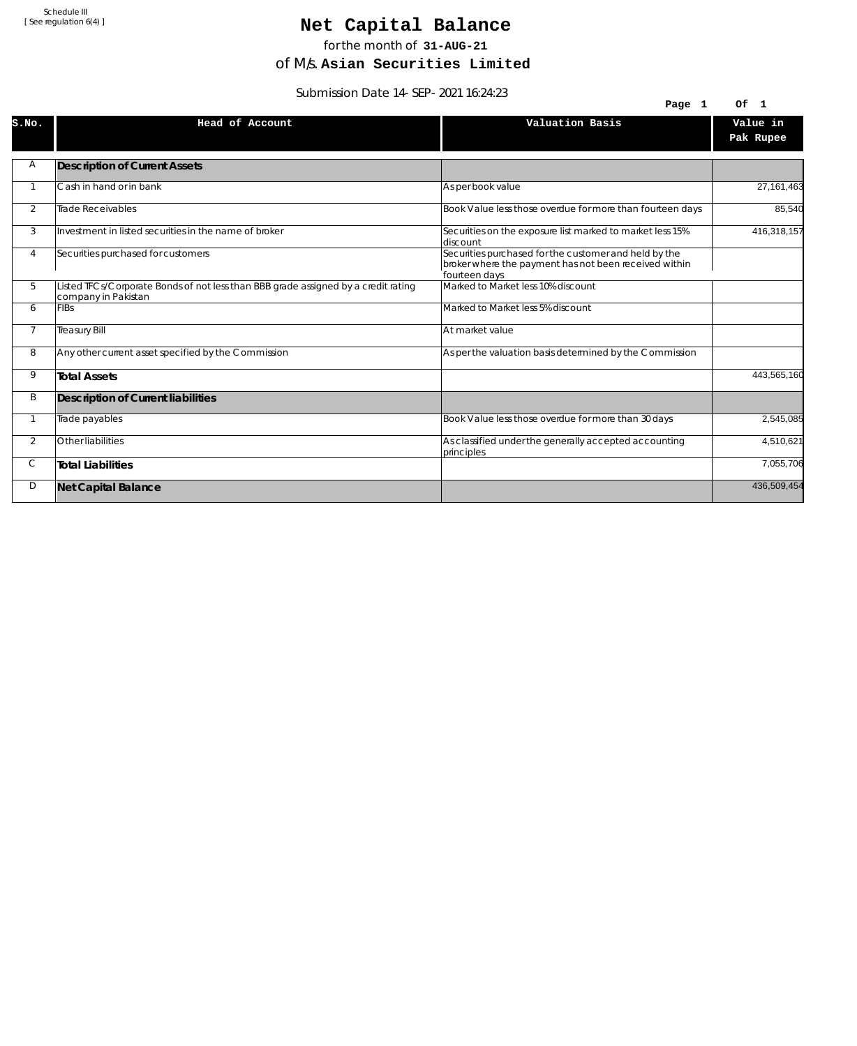Schedule III
[ See regulation 6(4) ]

# Net Capital Balance

for the month of **31-AUG-21**

of M/s. **Asian Securities Limited**

Submission Date 14-SEP-2021 16:24:23

| S.No. | Head of Account | Valuation Basis | Value in Pak Rupee |
|---|---|---|---|
| A | **Description of Current Assets** | | |
| 1 | Cash in hand or in bank | As per book value | 27,161,463 |
| 2 | Trade Receivables | Book Value less those overdue for more than fourteen days | 85,540 |
| 3 | Investment in listed securities in the name of broker | Securities on the exposure list marked to market less 15% discount | 416,318,157 |
| 4 | Securities purchased for customers | Securities purchased for the customer and held by the broker where the payment has not been received within fourteen days | |
| 5 | Listed TFCs/Corporate Bonds of not less than BBB grade assigned by a credit rating company in Pakistan | Marked to Market less 10% discount | |
| 6 | FIBs | Marked to Market less 5% discount | |
| 7 | Treasury Bill | At market value | |
| 8 | Any other current asset specified by the Commission | As per the valuation basis determined by the Commission | |
| 9 | **Total Assets** | | 443,565,160 |
| B | **Description of Current liabilities** | | |
| 1 | Trade payables | Book Value less those overdue for more than 30 days | 2,545,085 |
| 2 | Other liabilities | As classified under the generally accepted accounting principles | 4,510,621 |
| C | **Total Liabilities** | | 7,055,706 |
| D | **Net Capital Balance** | | 436,509,454 |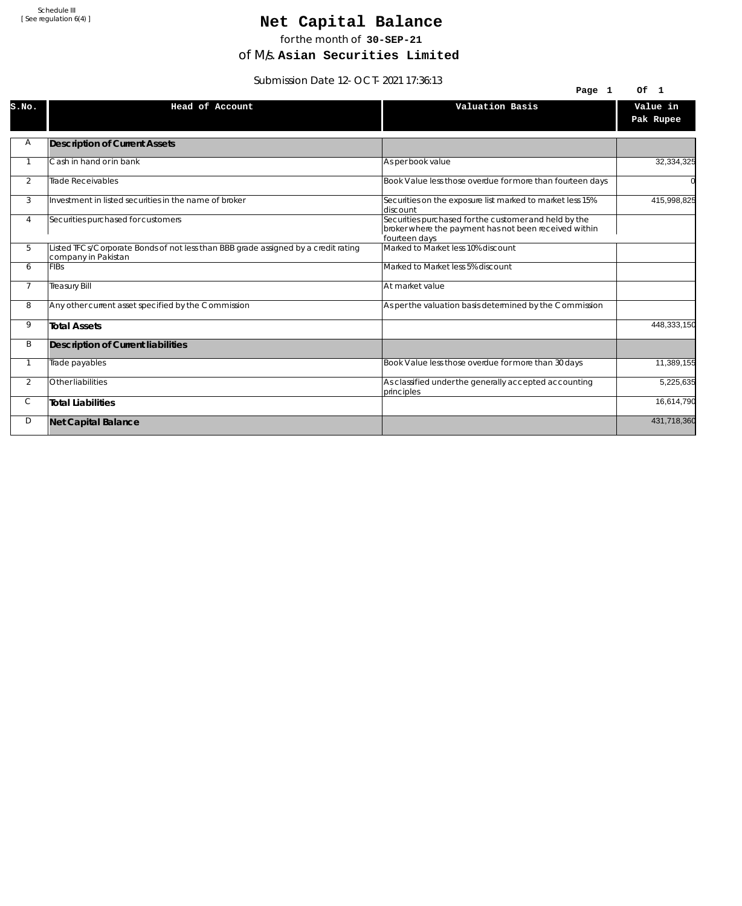Schedule III
[ See regulation 6(4) ]

# Net Capital Balance

for the month of **30-SEP-21**

of M/s. **Asian Securities Limited**

Submission Date 12-OCT-2021 17:36:13

| S.No. | Head of Account | Valuation Basis | Value in Pak Rupee |
|---|---|---|---|
| A | **Description of Current Assets** | | |
| 1 | Cash in hand or in bank | As per book value | 32,334,325 |
| 2 | Trade Receivables | Book Value less those overdue for more than fourteen days | 0 |
| 3 | Investment in listed securities in the name of broker | Securities on the exposure list marked to market less 15% discount | 415,998,825 |
| 4 | Securities purchased for customers | Securities purchased for the customer and held by the broker where the payment has not been received within fourteen days | |
| 5 | Listed TFCs/Corporate Bonds of not less than BBB grade assigned by a credit rating company in Pakistan | Marked to Market less 10% discount | |
| 6 | FIBs | Marked to Market less 5% discount | |
| 7 | Treasury Bill | At market value | |
| 8 | Any other current asset specified by the Commission | As per the valuation basis determined by the Commission | |
| 9 | **Total Assets** | | 448,333,150 |
| B | **Description of Current liabilities** | | |
| 1 | Trade payables | Book Value less those overdue for more than 30 days | 11,389,155 |
| 2 | Other liabilities | As classified under the generally accepted accounting principles | 5,225,635 |
| C | **Total Liabilities** | | 16,614,790 |
| D | **Net Capital Balance** | | 431,718,360 |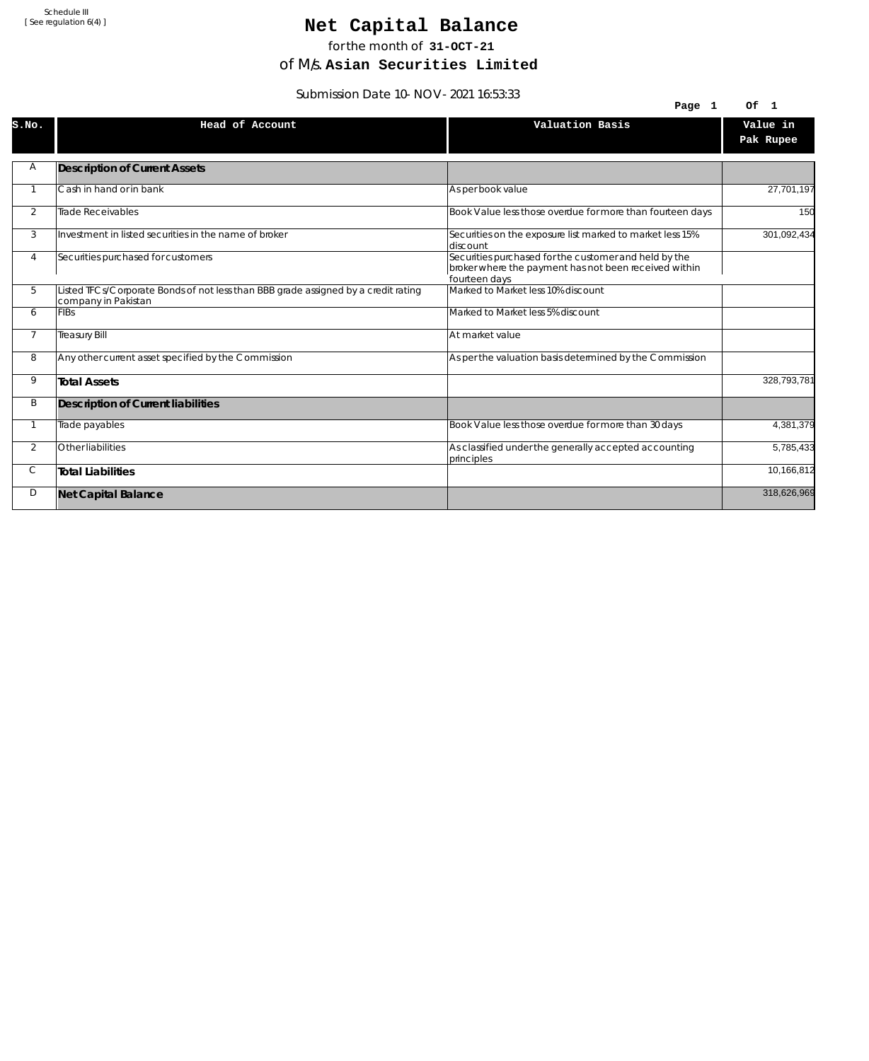Schedule III
[ See regulation 6(4) ]

# Net Capital Balance

for the month of **31-OCT-21**

of M/s. **Asian Securities Limited**

Submission Date 10-NOV-2021 16:53:33

| S.No. | Head of Account | Valuation Basis | Value in Pak Rupee |
|---|---|---|---|
| A | **Description of Current Assets** | | |
| 1 | Cash in hand or in bank | As per book value | 27,701,197 |
| 2 | Trade Receivables | Book Value less those overdue for more than fourteen days | 150 |
| 3 | Investment in listed securities in the name of broker | Securities on the exposure list marked to market less 15% discount | 301,092,434 |
| 4 | Securities purchased for customers | Securities purchased for the customer and held by the broker where the payment has not been received within fourteen days | |
| 5 | Listed TFCs/Corporate Bonds of not less than BBB grade assigned by a credit rating company in Pakistan | Marked to Market less 10% discount | |
| 6 | FIBs | Marked to Market less 5% discount | |
| 7 | Treasury Bill | At market value | |
| 8 | Any other current asset specified by the Commission | As per the valuation basis determined by the Commission | |
| 9 | **Total Assets** | | 328,793,781 |
| B | **Description of Current liabilities** | | |
| 1 | Trade payables | Book Value less those overdue for more than 30 days | 4,381,379 |
| 2 | Other liabilities | As classified under the generally accepted accounting principles | 5,785,433 |
| C | **Total Liabilities** | | 10,166,812 |
| D | **Net Capital Balance** | | 318,626,969 |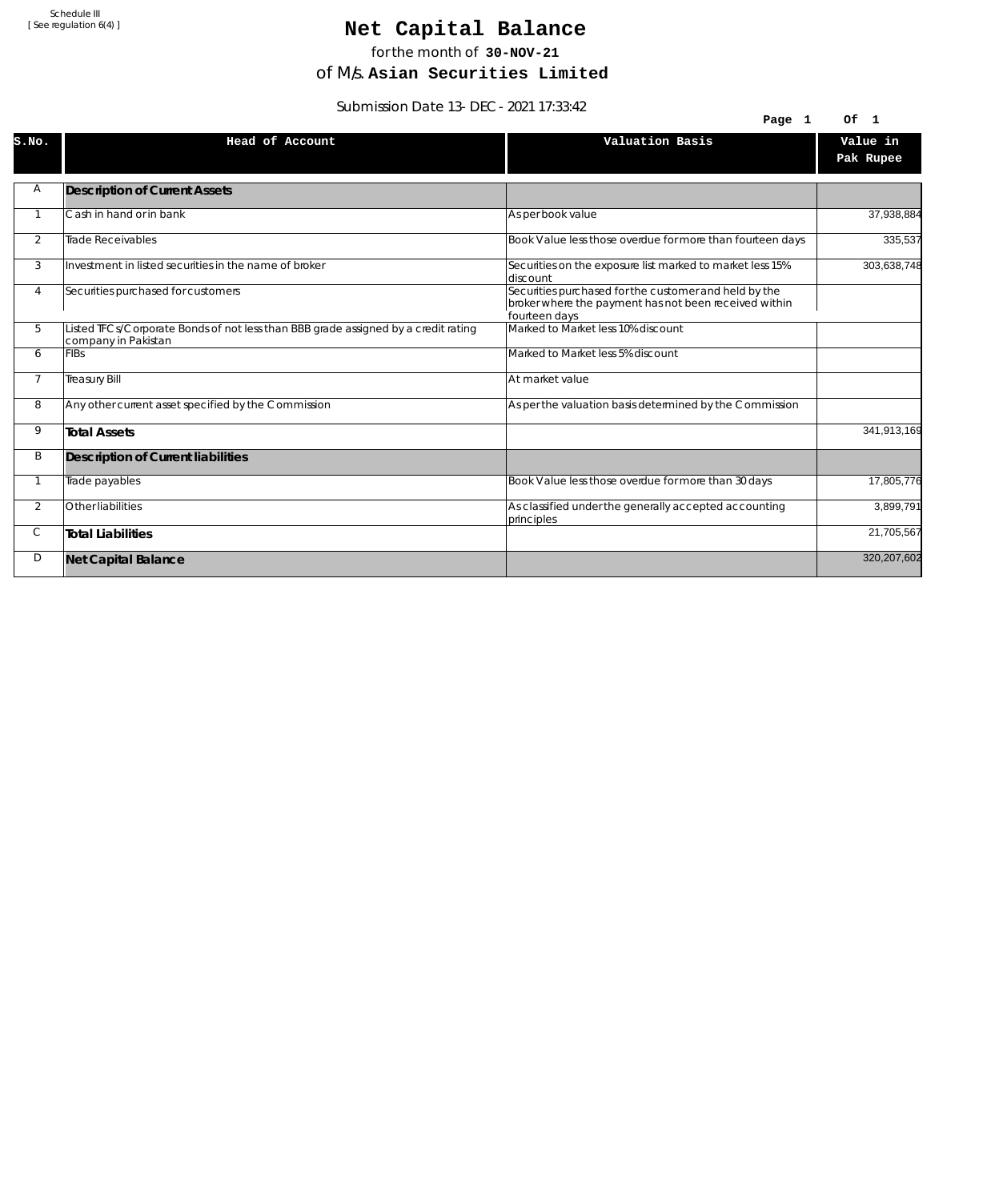Schedule III
[ See regulation 6(4) ]

# Net Capital Balance

for the month of **30-NOV-21**

of M/s. **Asian Securities Limited**

Submission Date 13- DEC - 2021 17:33:42

| S.No. | Head of Account | Valuation Basis | Value in Pak Rupee |
|---|---|---|---|
| A | **Description of Current Assets** | | |
| 1 | Cash in hand or in bank | As per book value | 37,938,884 |
| 2 | Trade Receivables | Book Value less those overdue for more than fourteen days | 335,537 |
| 3 | Investment in listed securities in the name of broker | Securities on the exposure list marked to market less 15% discount | 303,638,748 |
| 4 | Securities purchased for customers | Securities purchased for the customer and held by the broker where the payment has not been received within fourteen days | |
| 5 | Listed TFCs/Corporate Bonds of not less than BBB grade assigned by a credit rating company in Pakistan | Marked to Market less 10% discount | |
| 6 | FIBs | Marked to Market less 5% discount | |
| 7 | Treasury Bill | At market value | |
| 8 | Any other current asset specified by the Commission | As per the valuation basis determined by the Commission | |
| 9 | **Total Assets** | | 341,913,169 |
| B | **Description of Current liabilities** | | |
| 1 | Trade payables | Book Value less those overdue for more than 30 days | 17,805,776 |
| 2 | Other liabilities | As classified under the generally accepted accounting principles | 3,899,791 |
| C | **Total Liabilities** | | 21,705,567 |
| D | **Net Capital Balance** | | 320,207,602 |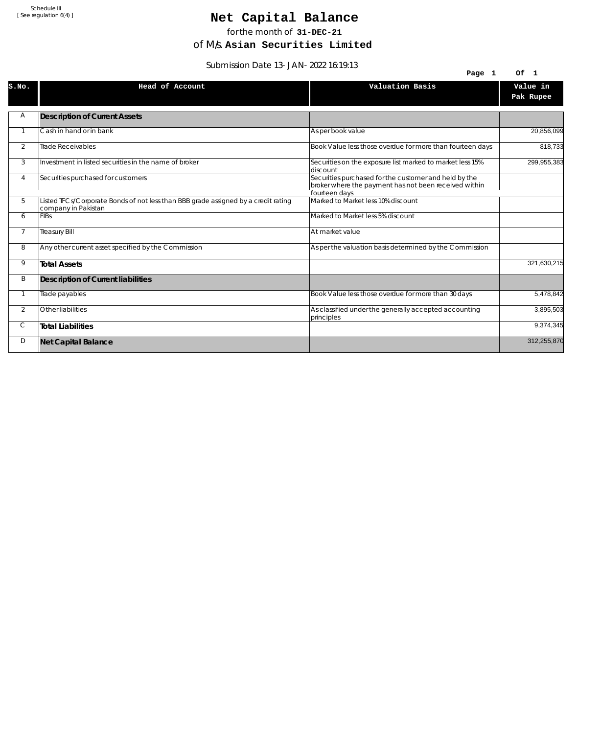Schedule III
[ See regulation 6(4) ]

# Net Capital Balance

for the month of **31-DEC-21**

of M/s. **Asian Securities Limited**

Submission Date 13-JAN-2022 16:19:13

| S.No. | Head of Account | Valuation Basis | Value in Pak Rupee |
|---|---|---|---|
| A | **Description of Current Assets** | | |
| 1 | Cash in hand or in bank | As per book value | 20,856,099 |
| 2 | Trade Receivables | Book Value less those overdue for more than fourteen days | 818,733 |
| 3 | Investment in listed securities in the name of broker | Securities on the exposure list marked to market less 15% discount | 299,955,383 |
| 4 | Securities purchased for customers | Securities purchased for the customer and held by the broker where the payment has not been received within fourteen days | |
| 5 | Listed TFCs/Corporate Bonds of not less than BBB grade assigned by a credit rating company in Pakistan | Marked to Market less 10% discount | |
| 6 | FIBs | Marked to Market less 5% discount | |
| 7 | Treasury Bill | At market value | |
| 8 | Any other current asset specified by the Commission | As per the valuation basis determined by the Commission | |
| 9 | **Total Assets** | | 321,630,215 |
| B | **Description of Current liabilities** | | |
| 1 | Trade payables | Book Value less those overdue for more than 30 days | 5,478,842 |
| 2 | Other liabilities | As classified under the generally accepted accounting principles | 3,895,503 |
| C | **Total Liabilities** | | 9,374,345 |
| D | **Net Capital Balance** | | 312,255,870 |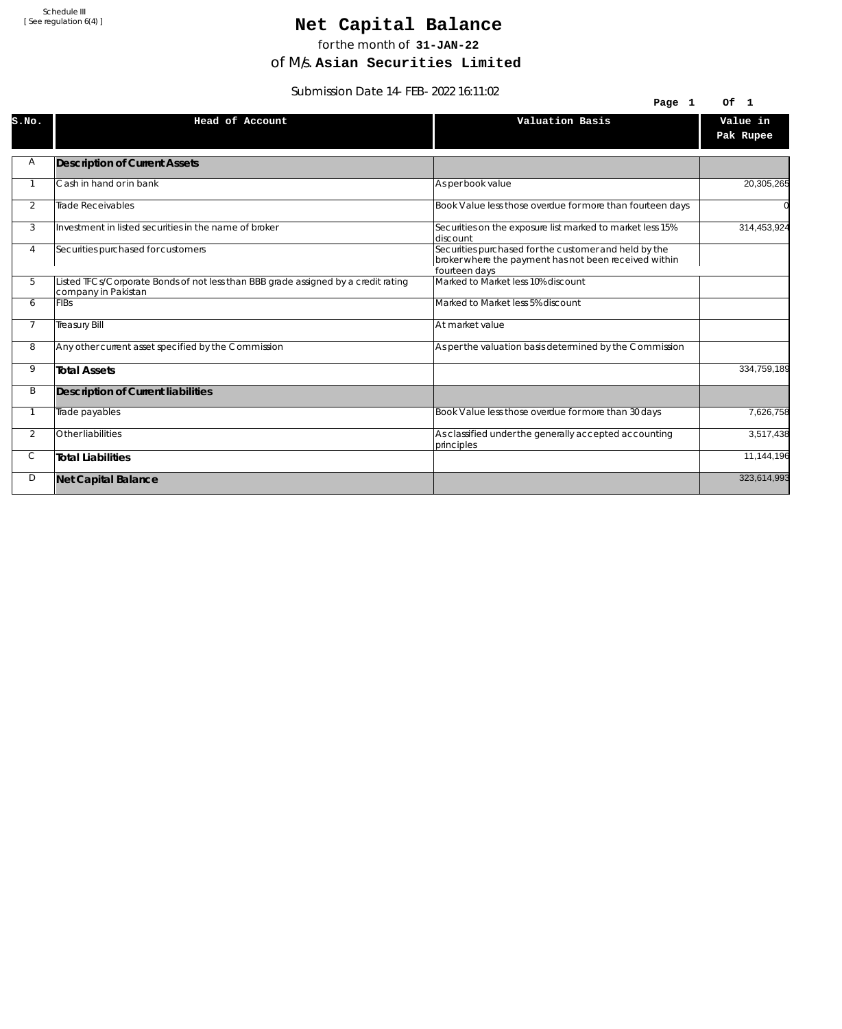Schedule III
[ See regulation 6(4) ]

# Net Capital Balance

for the month of **31-JAN-22**

of M/s. **Asian Securities Limited**

Submission Date 14-FEB-2022 16:11:02

| S.No. | Head of Account | Valuation Basis | Value in Pak Rupee |
|---|---|---|---|
| A | **Description of Current Assets** | | |
| 1 | Cash in hand or in bank | As per book value | 20,305,265 |
| 2 | Trade Receivables | Book Value less those overdue for more than fourteen days | 0 |
| 3 | Investment in listed securities in the name of broker | Securities on the exposure list marked to market less 15% discount | 314,453,924 |
| 4 | Securities purchased for customers | Securities purchased for the customer and held by the broker where the payment has not been received within fourteen days | |
| 5 | Listed TFCs/Corporate Bonds of not less than BBB grade assigned by a credit rating company in Pakistan | Marked to Market less 10% discount | |
| 6 | FIBs | Marked to Market less 5% discount | |
| 7 | Treasury Bill | At market value | |
| 8 | Any other current asset specified by the Commission | As per the valuation basis determined by the Commission | |
| 9 | **Total Assets** | | 334,759,189 |
| B | **Description of Current liabilities** | | |
| 1 | Trade payables | Book Value less those overdue for more than 30 days | 7,626,758 |
| 2 | Other liabilities | As classified under the generally accepted accounting principles | 3,517,438 |
| C | **Total Liabilities** | | 11,144,196 |
| D | **Net Capital Balance** | | 323,614,993 |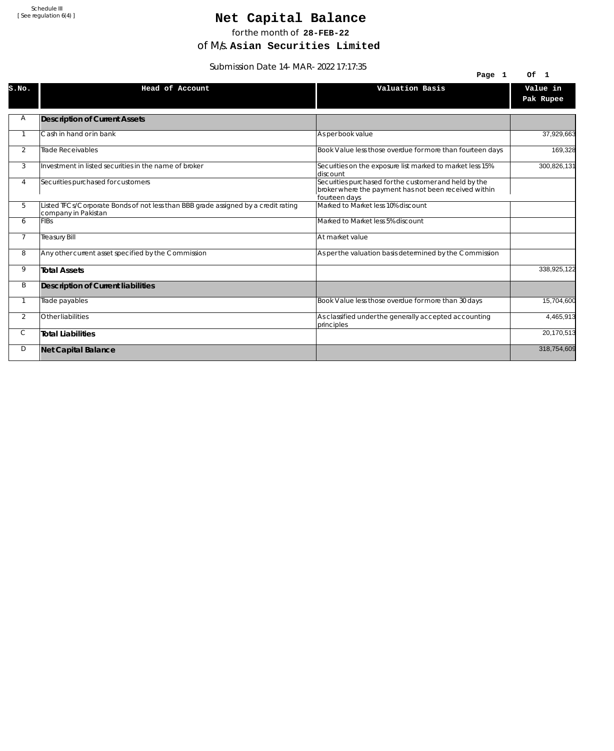Schedule III
[ See regulation 6(4) ]

# Net Capital Balance

for the month of **28-FEB-22**

of M/s. **Asian Securities Limited**

Submission Date 14- MAR- 2022 17:17:35

| S.No. | Head of Account | Valuation Basis | Value in Pak Rupee |
|---|---|---|---|
| A | **Description of Current Assets** | | |
| 1 | Cash in hand or in bank | As per book value | 37,929,663 |
| 2 | Trade Receivables | Book Value less those overdue for more than fourteen days | 169,328 |
| 3 | Investment in listed securities in the name of broker | Securities on the exposure list marked to market less 15% discount | 300,826,131 |
| 4 | Securities purchased for customers | Securities purchased for the customer and held by the broker where the payment has not been received within fourteen days | |
| 5 | Listed TFCs/Corporate Bonds of not less than BBB grade assigned by a credit rating company in Pakistan | Marked to Market less 10% discount | |
| 6 | FIBs | Marked to Market less 5% discount | |
| 7 | Treasury Bill | At market value | |
| 8 | Any other current asset specified by the Commission | As per the valuation basis determined by the Commission | |
| 9 | **Total Assets** | | 338,925,122 |
| B | **Description of Current liabilities** | | |
| 1 | Trade payables | Book Value less those overdue for more than 30 days | 15,704,600 |
| 2 | Other liabilities | As classified under the generally accepted accounting principles | 4,465,913 |
| C | **Total Liabilities** | | 20,170,513 |
| D | **Net Capital Balance** | | 318,754,609 |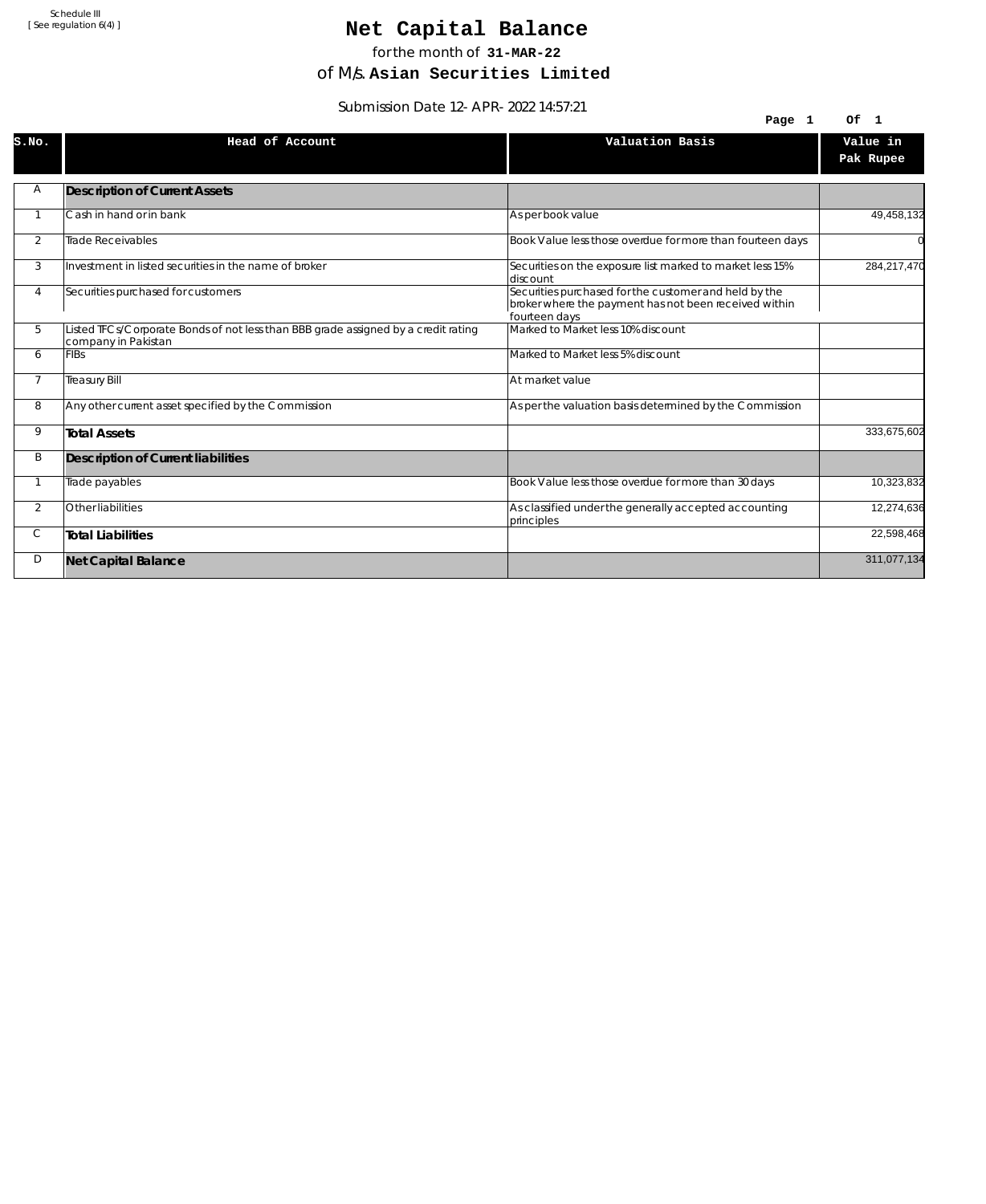Schedule III
[ See regulation 6(4) ]

# Net Capital Balance

for the month of **31-MAR-22**

of M/s. **Asian Securities Limited**

Submission Date 12-APR-2022 14:57:21

| S.No. | Head of Account | Valuation Basis | Value in Pak Rupee |
|---|---|---|---|
| A | **Description of Current Assets** | | |
| 1 | Cash in hand or in bank | As per book value | 49,458,132 |
| 2 | Trade Receivables | Book Value less those overdue for more than fourteen days | 0 |
| 3 | Investment in listed securities in the name of broker | Securities on the exposure list marked to market less 15% discount | 284,217,470 |
| 4 | Securities purchased for customers | Securities purchased for the customer and held by the broker where the payment has not been received within fourteen days | |
| 5 | Listed TFCs/Corporate Bonds of not less than BBB grade assigned by a credit rating company in Pakistan | Marked to Market less 10% discount | |
| 6 | FIBs | Marked to Market less 5% discount | |
| 7 | Treasury Bill | At market value | |
| 8 | Any other current asset specified by the Commission | As per the valuation basis determined by the Commission | |
| 9 | **Total Assets** | | 333,675,602 |
| B | **Description of Current liabilities** | | |
| 1 | Trade payables | Book Value less those overdue for more than 30 days | 10,323,832 |
| 2 | Other liabilities | As classified under the generally accepted accounting principles | 12,274,636 |
| C | **Total Liabilities** | | 22,598,468 |
| D | **Net Capital Balance** | | 311,077,134 |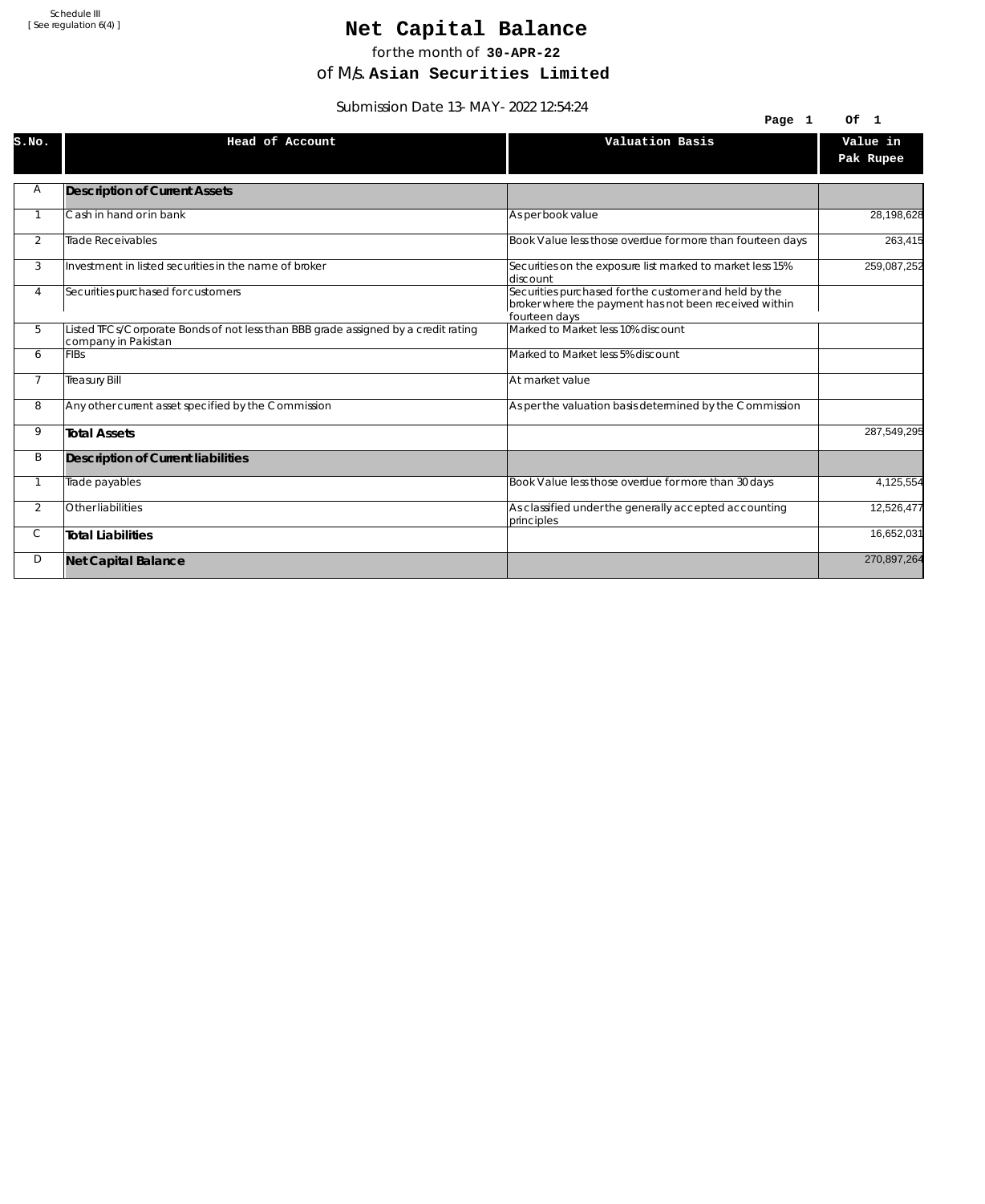Schedule III
[ See regulation 6(4) ]

# Net Capital Balance

for the month of **30-APR-22**

of M/s. **Asian Securities Limited**

Submission Date 13- MAY- 2022 12:54:24

| S.No. | Head of Account | Valuation Basis | Value in Pak Rupee |
|---|---|---|---|
| A | **Description of Current Assets** | | |
| 1 | Cash in hand or in bank | As per book value | 28,198,628 |
| 2 | Trade Receivables | Book Value less those overdue for more than fourteen days | 263,415 |
| 3 | Investment in listed securities in the name of broker | Securities on the exposure list marked to market less 15% discount | 259,087,252 |
| 4 | Securities purchased for customers | Securities purchased for the customer and held by the broker where the payment has not been received within fourteen days | |
| 5 | Listed TFCs/Corporate Bonds of not less than BBB grade assigned by a credit rating company in Pakistan | Marked to Market less 10% discount | |
| 6 | FIBs | Marked to Market less 5% discount | |
| 7 | Treasury Bill | At market value | |
| 8 | Any other current asset specified by the Commission | As per the valuation basis determined by the Commission | |
| 9 | **Total Assets** | | 287,549,295 |
| B | **Description of Current liabilities** | | |
| 1 | Trade payables | Book Value less those overdue for more than 30 days | 4,125,554 |
| 2 | Other liabilities | As classified under the generally accepted accounting principles | 12,526,477 |
| C | **Total Liabilities** | | 16,652,031 |
| D | **Net Capital Balance** | | 270,897,264 |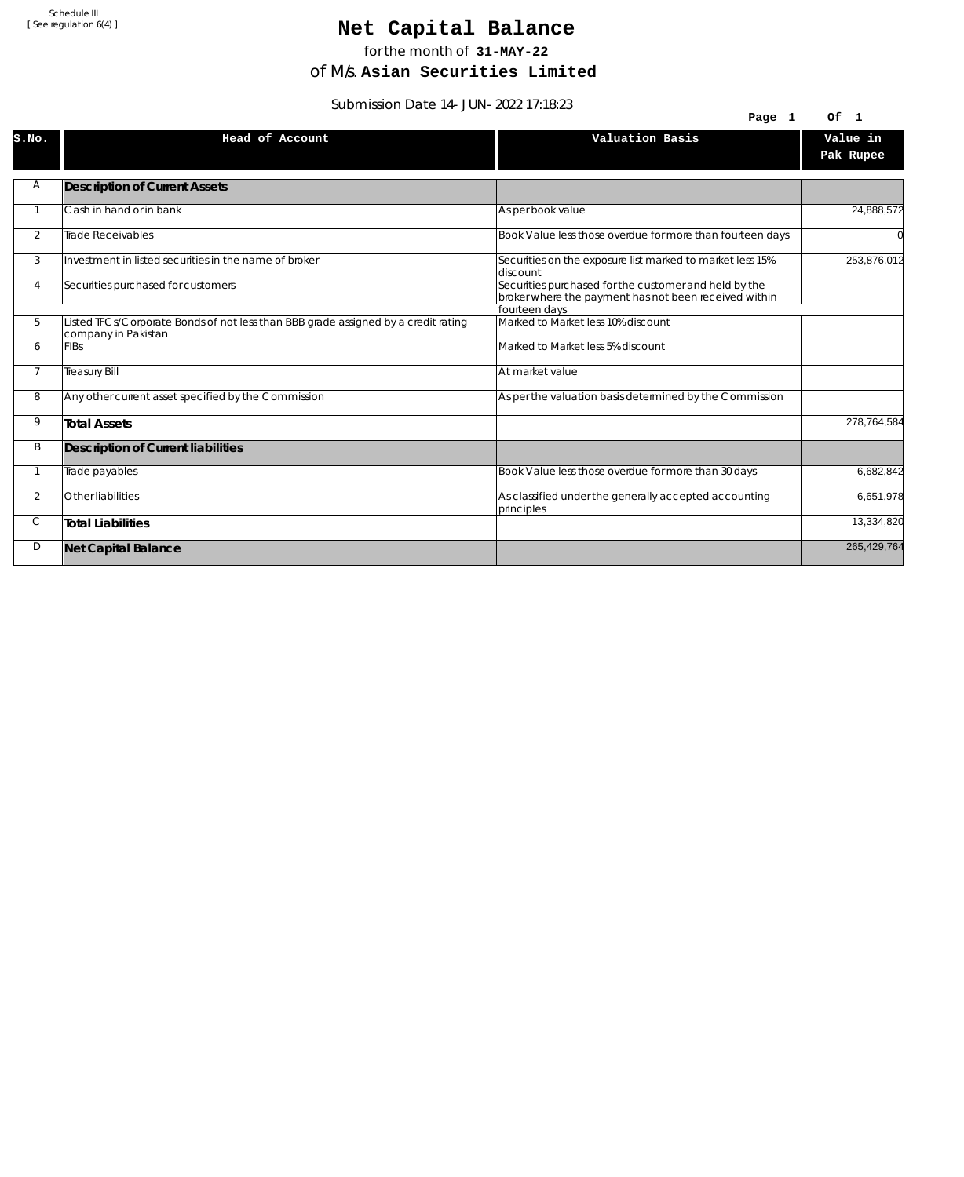Schedule III
[ See regulation 6(4) ]

# Net Capital Balance

for the month of **31-MAY-22**

of M/s. **Asian Securities Limited**

Submission Date 14- JUN- 2022 17:18:23

| S.No. | Head of Account | Valuation Basis | Value in Pak Rupee |
|---|---|---|---|
| A | **Description of Current Assets** | | |
| 1 | Cash in hand or in bank | As per book value | 24,888,572 |
| 2 | Trade Receivables | Book Value less those overdue for more than fourteen days | 0 |
| 3 | Investment in listed securities in the name of broker | Securities on the exposure list marked to market less 15% discount | 253,876,012 |
| 4 | Securities purchased for customers | Securities purchased for the customer and held by the broker where the payment has not been received within fourteen days | |
| 5 | Listed TFCs/Corporate Bonds of not less than BBB grade assigned by a credit rating company in Pakistan | Marked to Market less 10% discount | |
| 6 | FIBs | Marked to Market less 5% discount | |
| 7 | Treasury Bill | At market value | |
| 8 | Any other current asset specified by the Commission | As per the valuation basis determined by the Commission | |
| 9 | **Total Assets** | | 278,764,584 |
| B | **Description of Current liabilities** | | |
| 1 | Trade payables | Book Value less those overdue for more than 30 days | 6,682,842 |
| 2 | Other liabilities | As classified under the generally accepted accounting principles | 6,651,978 |
| C | **Total Liabilities** | | 13,334,820 |
| D | **Net Capital Balance** | | 265,429,764 |